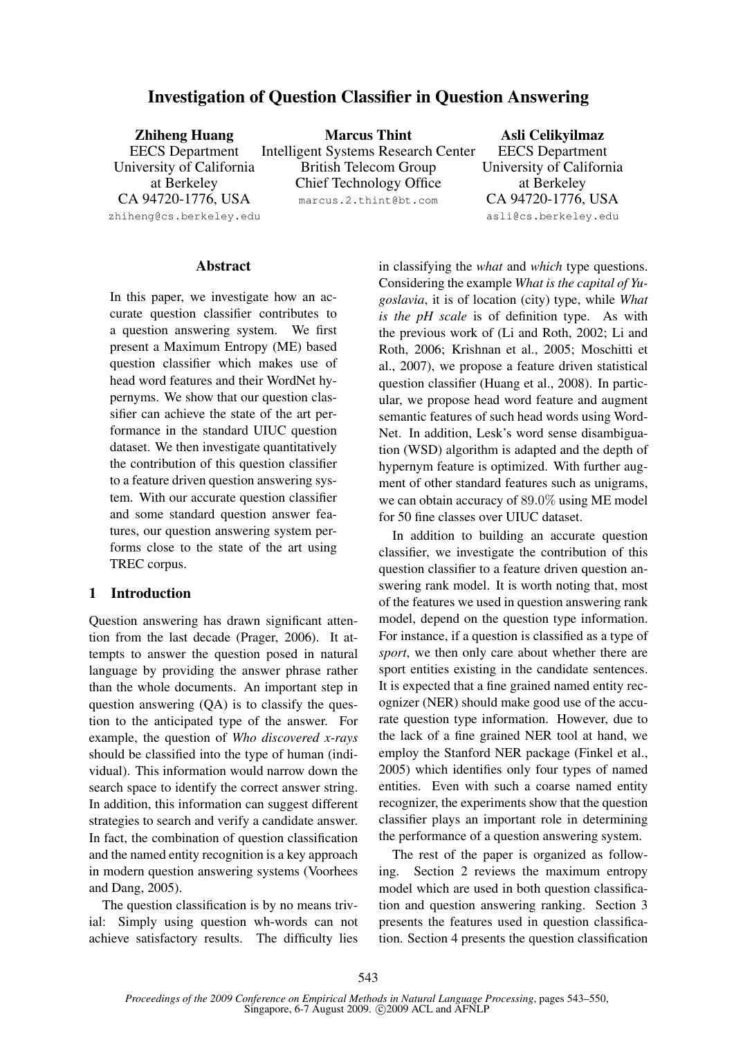# Investigation of Question Classifier in Question Answering

**Zhiheng Huang**
EECS Department
University of California at Berkeley
CA 94720-1776, USA
zhiheng@cs.berkeley.edu

**Marcus Thint**
Intelligent Systems Research Center
British Telecom Group
Chief Technology Office
marcus.2.thint@bt.com

**Asli Celikyilmaz**
EECS Department
University of California at Berkeley
CA 94720-1776, USA
asli@cs.berkeley.edu

## Abstract

In this paper, we investigate how an accurate question classifier contributes to a question answering system. We first present a Maximum Entropy (ME) based question classifier which makes use of head word features and their WordNet hypernyms. We show that our question classifier can achieve the state of the art performance in the standard UIUC question dataset. We then investigate quantitatively the contribution of this question classifier to a feature driven question answering system. With our accurate question classifier and some standard question answer features, our question answering system performs close to the state of the art using TREC corpus.

## 1 Introduction

Question answering has drawn significant attention from the last decade (Prager, 2006). It attempts to answer the question posed in natural language by providing the answer phrase rather than the whole documents. An important step in question answering (QA) is to classify the question to the anticipated type of the answer. For example, the question of *Who discovered x-rays* should be classified into the type of human (individual). This information would narrow down the search space to identify the correct answer string. In addition, this information can suggest different strategies to search and verify a candidate answer. In fact, the combination of question classification and the named entity recognition is a key approach in modern question answering systems (Voorhees and Dang, 2005).

The question classification is by no means trivial: Simply using question wh-words can not achieve satisfactory results. The difficulty lies in classifying the *what* and *which* type questions. Considering the example *What is the capital of Yugoslavia*, it is of location (city) type, while *What is the pH scale* is of definition type. As with the previous work of (Li and Roth, 2002; Li and Roth, 2006; Krishnan et al., 2005; Moschitti et al., 2007), we propose a feature driven statistical question classifier (Huang et al., 2008). In particular, we propose head word feature and augment semantic features of such head words using WordNet. In addition, Lesk's word sense disambiguation (WSD) algorithm is adapted and the depth of hypernym feature is optimized. With further augment of other standard features such as unigrams, we can obtain accuracy of $89.0\%$ using ME model for 50 fine classes over UIUC dataset.

In addition to building an accurate question classifier, we investigate the contribution of this question classifier to a feature driven question answering rank model. It is worth noting that, most of the features we used in question answering rank model, depend on the question type information. For instance, if a question is classified as a type of *sport*, we then only care about whether there are sport entities existing in the candidate sentences. It is expected that a fine grained named entity recognizer (NER) should make good use of the accurate question type information. However, due to the lack of a fine grained NER tool at hand, we employ the Stanford NER package (Finkel et al., 2005) which identifies only four types of named entities. Even with such a coarse named entity recognizer, the experiments show that the question classifier plays an important role in determining the performance of a question answering system.

The rest of the paper is organized as following. Section 2 reviews the maximum entropy model which are used in both question classification and question answering ranking. Section 3 presents the features used in question classification. Section 4 presents the question classification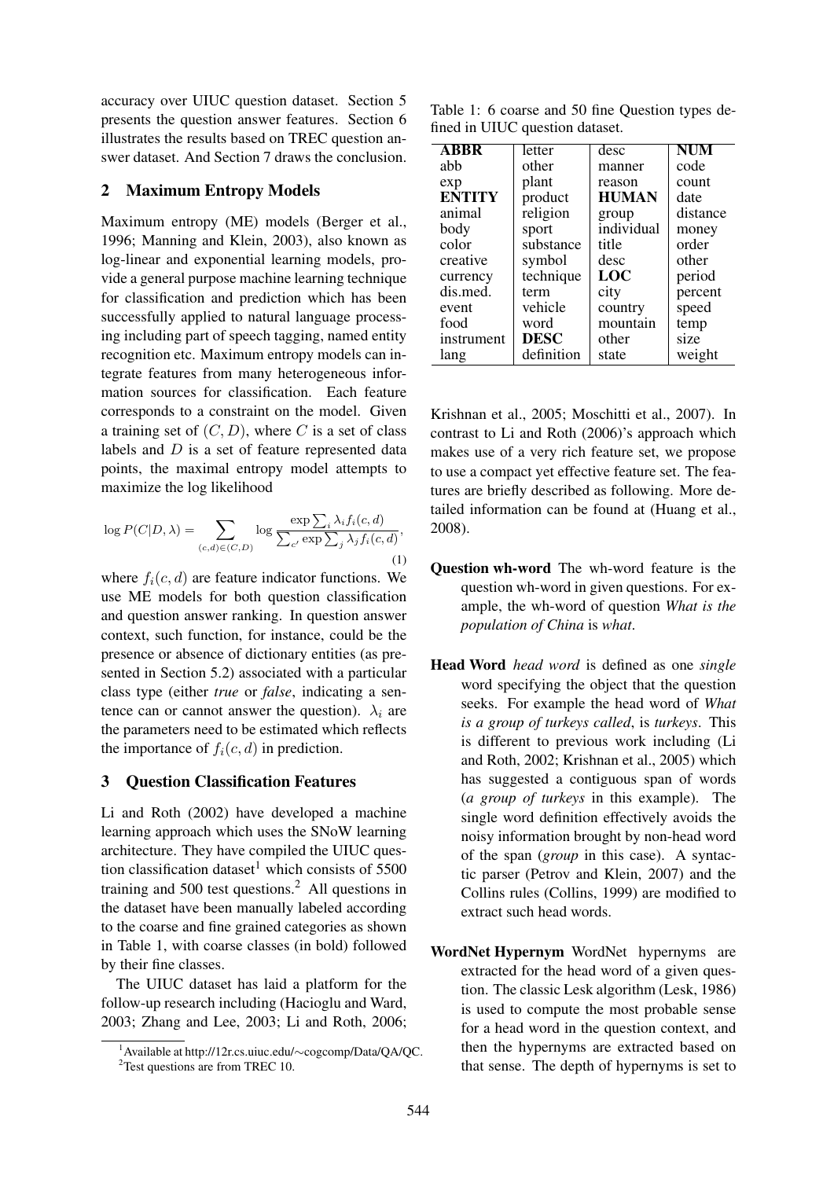accuracy over UIUC question dataset. Section 5 presents the question answer features. Section 6 illustrates the results based on TREC question answer dataset. And Section 7 draws the conclusion.

## 2 Maximum Entropy Models

Maximum entropy (ME) models (Berger et al., 1996; Manning and Klein, 2003), also known as log-linear and exponential learning models, provide a general purpose machine learning technique for classification and prediction which has been successfully applied to natural language processing including part of speech tagging, named entity recognition etc. Maximum entropy models can integrate features from many heterogeneous information sources for classification. Each feature corresponds to a constraint on the model. Given a training set of $(C, D)$, where $C$ is a set of class labels and $D$ is a set of feature represented data points, the maximal entropy model attempts to maximize the log likelihood

$$\log P(C|D, \lambda) = \sum_{(c,d) \in (C,D)} \log \frac{\exp \sum_i \lambda_i f_i(c, d)}{\sum_{c'} \exp \sum_j \lambda_j f_i(c, d)}, \quad (1)$$

where $f_i(c, d)$ are feature indicator functions. We use ME models for both question classification and question answer ranking. In question answer context, such function, for instance, could be the presence or absence of dictionary entities (as presented in Section 5.2) associated with a particular class type (either *true* or *false*, indicating a sentence can or cannot answer the question). $\lambda_i$ are the parameters need to be estimated which reflects the importance of $f_i(c, d)$ in prediction.

## 3 Question Classification Features

Li and Roth (2002) have developed a machine learning approach which uses the SNoW learning architecture. They have compiled the UIUC question classification dataset[1] which consists of 5500 training and 500 test questions.[2] All questions in the dataset have been manually labeled according to the coarse and fine grained categories as shown in Table 1, with coarse classes (in bold) followed by their fine classes.

The UIUC dataset has laid a platform for the follow-up research including (Hacioglu and Ward, 2003; Zhang and Lee, 2003; Li and Roth, 2006; Krishnan et al., 2005; Moschitti et al., 2007). In contrast to Li and Roth (2006)'s approach which makes use of a very rich feature set, we propose to use a compact yet effective feature set. The features are briefly described as following. More detailed information can be found at (Huang et al., 2008).

Table 1: 6 coarse and 50 fine Question types defined in UIUC question dataset.

| **ABBR** | letter | desc | **NUM** |
|---|---|---|---|
| abb | other | manner | code |
| exp | plant | reason | count |
| **ENTITY** | product | **HUMAN** | date |
| animal | religion | group | distance |
| body | sport | individual | money |
| color | substance | title | order |
| creative | symbol | desc | other |
| currency | technique | **LOC** | period |
| dis.med. | term | city | percent |
| event | vehicle | country | speed |
| food | word | mountain | temp |
| instrument | **DESC** | other | size |
| lang | definition | state | weight |

**Question wh-word** The wh-word feature is the question wh-word in given questions. For example, the wh-word of question *What is the population of China* is *what*.

**Head Word** *head word* is defined as one *single* word specifying the object that the question seeks. For example the head word of *What is a group of turkeys called*, is *turkeys*. This is different to previous work including (Li and Roth, 2002; Krishnan et al., 2005) which has suggested a contiguous span of words (*a group of turkeys* in this example). The single word definition effectively avoids the noisy information brought by non-head word of the span (*group* in this case). A syntactic parser (Petrov and Klein, 2007) and the Collins rules (Collins, 1999) are modified to extract such head words.

**WordNet Hypernym** WordNet hypernyms are extracted for the head word of a given question. The classic Lesk algorithm (Lesk, 1986) is used to compute the most probable sense for a head word in the question context, and then the hypernyms are extracted based on that sense. The depth of hypernyms is set to

[1] Available at http://l2r.cs.uiuc.edu/∼cogcomp/Data/QA/QC.

[2] Test questions are from TREC 10.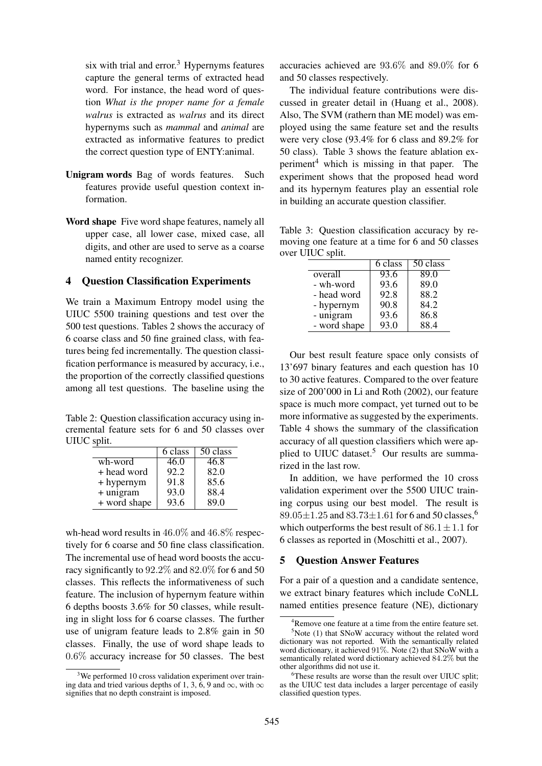six with trial and error.[3] Hypernyms features capture the general terms of extracted head word. For instance, the head word of question *What is the proper name for a female walrus* is extracted as *walrus* and its direct hypernyms such as *mammal* and *animal* are extracted as informative features to predict the correct question type of ENTY:animal.

**Unigram words** Bag of words features. Such features provide useful question context information.

**Word shape** Five word shape features, namely all upper case, all lower case, mixed case, all digits, and other are used to serve as a coarse named entity recognizer.

## 4 Question Classification Experiments

We train a Maximum Entropy model using the UIUC 5500 training questions and test over the 500 test questions. Tables 2 shows the accuracy of 6 coarse class and 50 fine grained class, with features being fed incrementally. The question classification performance is measured by accuracy, i.e., the proportion of the correctly classified questions among all test questions. The baseline using the wh-head word results in 46.0% and 46.8% respectively for 6 coarse and 50 fine class classification. The incremental use of head word boosts the accuracy significantly to 92.2% and 82.0% for 6 and 50 classes. This reflects the informativeness of such feature. The inclusion of hypernym feature within 6 depths boosts 3.6% for 50 classes, while resulting in slight loss for 6 coarse classes. The further use of unigram feature leads to 2.8% gain in 50 classes. Finally, the use of word shape leads to 0.6% accuracy increase for 50 classes. The best accuracies achieved are 93.6% and 89.0% for 6 and 50 classes respectively.

Table 2: Question classification accuracy using incremental feature sets for 6 and 50 classes over UIUC split.

| | 6 class | 50 class |
|---|---|---|
| wh-word | 46.0 | 46.8 |
| + head word | 92.2 | 82.0 |
| + hypernym | 91.8 | 85.6 |
| + unigram | 93.0 | 88.4 |
| + word shape | 93.6 | 89.0 |

The individual feature contributions were discussed in greater detail in (Huang et al., 2008). Also, The SVM (rathern than ME model) was employed using the same feature set and the results were very close (93.4% for 6 class and 89.2% for 50 class). Table 3 shows the feature ablation experiment[4] which is missing in that paper. The experiment shows that the proposed head word and its hypernym features play an essential role in building an accurate question classifier.

Table 3: Question classification accuracy by removing one feature at a time for 6 and 50 classes over UIUC split.

| | 6 class | 50 class |
|---|---|---|
| overall | 93.6 | 89.0 |
| - wh-word | 93.6 | 89.0 |
| - head word | 92.8 | 88.2 |
| - hypernym | 90.8 | 84.2 |
| - unigram | 93.6 | 86.8 |
| - word shape | 93.0 | 88.4 |

Our best result feature space only consists of 13'697 binary features and each question has 10 to 30 active features. Compared to the over feature size of 200'000 in Li and Roth (2002), our feature space is much more compact, yet turned out to be more informative as suggested by the experiments. Table 4 shows the summary of the classification accuracy of all question classifiers which were applied to UIUC dataset.[5] Our results are summarized in the last row.

In addition, we have performed the 10 cross validation experiment over the 5500 UIUC training corpus using our best model. The result is $89.05 \pm 1.25$ and $83.73 \pm 1.61$ for 6 and 50 classes,[6] which outperforms the best result of $86.1 \pm 1.1$ for 6 classes as reported in (Moschitti et al., 2007).

## 5 Question Answer Features

For a pair of a question and a candidate sentence, we extract binary features which include CoNLL named entities presence feature (NE), dictionary

[3] We performed 10 cross validation experiment over training data and tried various depths of 1, 3, 6, 9 and $\infty$, with $\infty$ signifies that no depth constraint is imposed.

[4] Remove one feature at a time from the entire feature set.

[5] Note (1) that SNoW accuracy without the related word dictionary was not reported. With the semantically related word dictionary, it achieved 91%. Note (2) that SNoW with a semantically related word dictionary achieved 84.2% but the other algorithms did not use it.

[6] These results are worse than the result over UIUC split; as the UIUC test data includes a larger percentage of easily classified question types.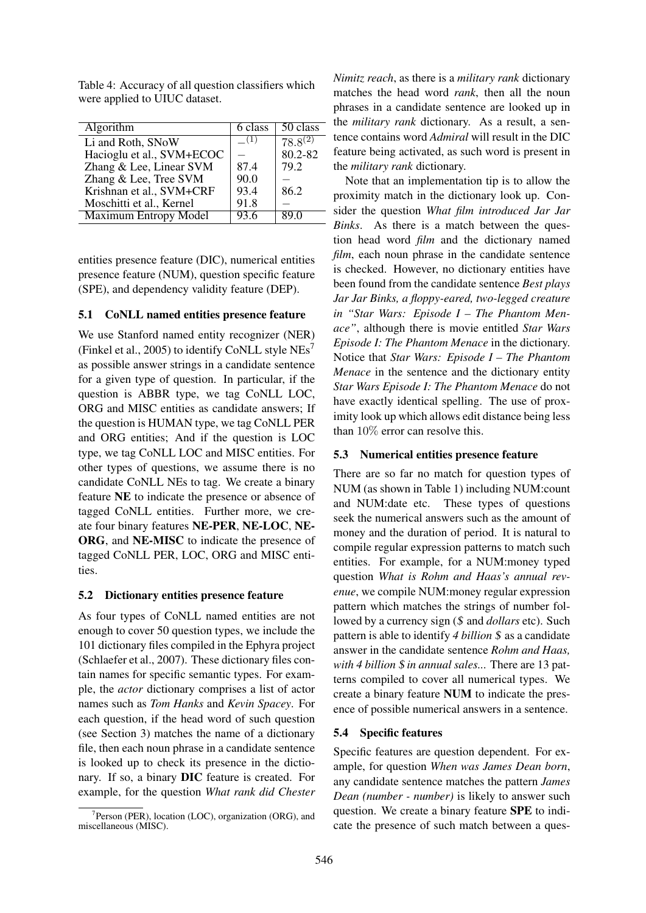Table 4: Accuracy of all question classifiers which were applied to UIUC dataset.

| Algorithm | 6 class | 50 class |
|---|---|---|
| Li and Roth, SNoW | –[(1)] | 78.8[(2)] |
| Hacioglu et al., SVM+ECOC | – | 80.2-82 |
| Zhang & Lee, Linear SVM | 87.4 | 79.2 |
| Zhang & Lee, Tree SVM | 90.0 | – |
| Krishnan et al., SVM+CRF | 93.4 | 86.2 |
| Moschitti et al., Kernel | 91.8 | – |
| Maximum Entropy Model | 93.6 | 89.0 |

entities presence feature (DIC), numerical entities presence feature (NUM), question specific feature (SPE), and dependency validity feature (DEP).

### 5.1 CoNLL named entities presence feature

We use Stanford named entity recognizer (NER) (Finkel et al., 2005) to identify CoNLL style NEs[7] as possible answer strings in a candidate sentence for a given type of question. In particular, if the question is ABBR type, we tag CoNLL LOC, ORG and MISC entities as candidate answers; If the question is HUMAN type, we tag CoNLL PER and ORG entities; And if the question is LOC type, we tag CoNLL LOC and MISC entities. For other types of questions, we assume there is no candidate CoNLL NEs to tag. We create a binary feature **NE** to indicate the presence or absence of tagged CoNLL entities. Further more, we create four binary features **NE-PER**, **NE-LOC**, **NE-ORG**, and **NE-MISC** to indicate the presence of tagged CoNLL PER, LOC, ORG and MISC entities.

### 5.2 Dictionary entities presence feature

As four types of CoNLL named entities are not enough to cover 50 question types, we include the 101 dictionary files compiled in the Ephyra project (Schlaefer et al., 2007). These dictionary files contain names for specific semantic types. For example, the *actor* dictionary comprises a list of actor names such as *Tom Hanks* and *Kevin Spacey*. For each question, if the head word of such question (see Section 3) matches the name of a dictionary file, then each noun phrase in a candidate sentence is looked up to check its presence in the dictionary. If so, a binary **DIC** feature is created. For example, for the question *What rank did Chester Nimitz reach*, as there is a *military rank* dictionary matches the head word *rank*, then all the noun phrases in a candidate sentence are looked up in the *military rank* dictionary. As a result, a sentence contains word *Admiral* will result in the DIC feature being activated, as such word is present in the *military rank* dictionary.

Note that an implementation tip is to allow the proximity match in the dictionary look up. Consider the question *What film introduced Jar Jar Binks*. As there is a match between the question head word *film* and the dictionary named *film*, each noun phrase in the candidate sentence is checked. However, no dictionary entities have been found from the candidate sentence *Best plays Jar Jar Binks, a floppy-eared, two-legged creature in "Star Wars: Episode I – The Phantom Menace"*, although there is movie entitled *Star Wars Episode I: The Phantom Menace* in the dictionary. Notice that *Star Wars: Episode I – The Phantom Menace* in the sentence and the dictionary entity *Star Wars Episode I: The Phantom Menace* do not have exactly identical spelling. The use of proximity look up which allows edit distance being less than $10\%$ error can resolve this.

### 5.3 Numerical entities presence feature

There are so far no match for question types of NUM (as shown in Table 1) including NUM:count and NUM:date etc. These types of questions seek the numerical answers such as the amount of money and the duration of period. It is natural to compile regular expression patterns to match such entities. For example, for a NUM:money typed question *What is Rohm and Haas's annual revenue*, we compile NUM:money regular expression pattern which matches the strings of number followed by a currency sign (*$* and *dollars* etc). Such pattern is able to identify *4 billion $* as a candidate answer in the candidate sentence *Rohm and Haas, with 4 billion $ in annual sales...* There are 13 patterns compiled to cover all numerical types. We create a binary feature **NUM** to indicate the presence of possible numerical answers in a sentence.

### 5.4 Specific features

Specific features are question dependent. For example, for question *When was James Dean born*, any candidate sentence matches the pattern *James Dean (number - number)* is likely to answer such question. We create a binary feature **SPE** to indicate the presence of such match between a ques-

[7] Person (PER), location (LOC), organization (ORG), and miscellaneous (MISC).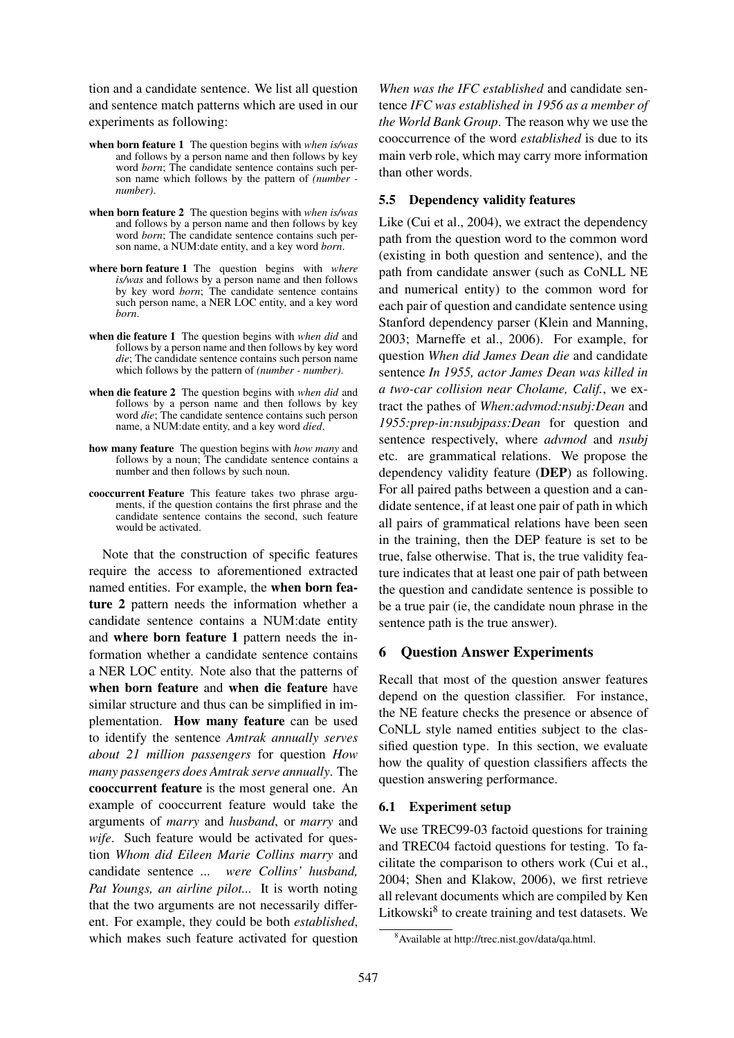tion and a candidate sentence. We list all question and sentence match patterns which are used in our experiments as following:

**when born feature 1** The question begins with *when is/was* and follows by a person name and then follows by key word *born*; The candidate sentence contains such person name which follows by the pattern of *(number - number)*.

**when born feature 2** The question begins with *when is/was* and follows by a person name and then follows by key word *born*; The candidate sentence contains such person name, a NUM:date entity, and a key word *born*.

**where born feature 1** The question begins with *where is/was* and follows by a person name and then follows by key word *born*; The candidate sentence contains such person name, a NER LOC entity, and a key word *born*.

**when die feature 1** The question begins with *when did* and follows by a person name and then follows by key word *die*; The candidate sentence contains such person name which follows by the pattern of *(number - number)*.

**when die feature 2** The question begins with *when did* and follows by a person name and then follows by key word *die*; The candidate sentence contains such person name, a NUM:date entity, and a key word *died*.

**how many feature** The question begins with *how many* and follows by a noun; The candidate sentence contains a number and then follows by such noun.

**cooccurrent Feature** This feature takes two phrase arguments, if the question contains the first phrase and the candidate sentence contains the second, such feature would be activated.

Note that the construction of specific features require the access to aforementioned extracted named entities. For example, the **when born feature 2** pattern needs the information whether a candidate sentence contains a NUM:date entity and **where born feature 1** pattern needs the information whether a candidate sentence contains a NER LOC entity. Note also that the patterns of **when born feature** and **when die feature** have similar structure and thus can be simplified in implementation. **How many feature** can be used to identify the sentence *Amtrak annually serves about 21 million passengers* for question *How many passengers does Amtrak serve annually*. The **cooccurrent feature** is the most general one. An example of cooccurrent feature would take the arguments of *marry* and *husband*, or *marry* and *wife*. Such feature would be activated for question *Whom did Eileen Marie Collins marry* and candidate sentence *... were Collins' husband, Pat Youngs, an airline pilot...* It is worth noting that the two arguments are not necessarily different. For example, they could be both *established*, which makes such feature activated for question *When was the IFC established* and candidate sentence *IFC was established in 1956 as a member of the World Bank Group*. The reason why we use the cooccurrence of the word *established* is due to its main verb role, which may carry more information than other words.

### 5.5 Dependency validity features

Like (Cui et al., 2004), we extract the dependency path from the question word to the common word (existing in both question and sentence), and the path from candidate answer (such as CoNLL NE and numerical entity) to the common word for each pair of question and candidate sentence using Stanford dependency parser (Klein and Manning, 2003; Marneffe et al., 2006). For example, for question *When did James Dean die* and candidate sentence *In 1955, actor James Dean was killed in a two-car collision near Cholame, Calif.*, we extract the pathes of *When:advmod:nsubj:Dean* and *1955:prep-in:nsubjpass:Dean* for question and sentence respectively, where *advmod* and *nsubj* etc. are grammatical relations. We propose the dependency validity feature (**DEP**) as following. For all paired paths between a question and a candidate sentence, if at least one pair of path in which all pairs of grammatical relations have been seen in the training, then the DEP feature is set to be true, false otherwise. That is, the true validity feature indicates that at least one pair of path between the question and candidate sentence is possible to be a true pair (ie, the candidate noun phrase in the sentence path is the true answer).

## 6 Question Answer Experiments

Recall that most of the question answer features depend on the question classifier. For instance, the NE feature checks the presence or absence of CoNLL style named entities subject to the classified question type. In this section, we evaluate how the quality of question classifiers affects the question answering performance.

### 6.1 Experiment setup

We use TREC99-03 factoid questions for training and TREC04 factoid questions for testing. To facilitate the comparison to others work (Cui et al., 2004; Shen and Klakow, 2006), we first retrieve all relevant documents which are compiled by Ken Litkowski[8] to create training and test datasets. We

[8] Available at http://trec.nist.gov/data/qa.html.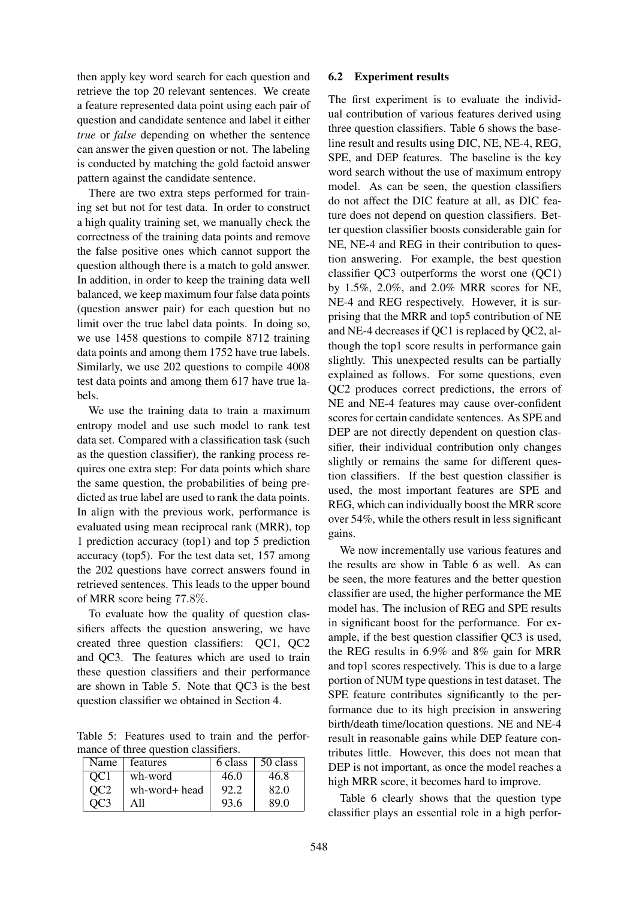then apply key word search for each question and retrieve the top 20 relevant sentences. We create a feature represented data point using each pair of question and candidate sentence and label it either *true* or *false* depending on whether the sentence can answer the given question or not. The labeling is conducted by matching the gold factoid answer pattern against the candidate sentence.

There are two extra steps performed for training set but not for test data. In order to construct a high quality training set, we manually check the correctness of the training data points and remove the false positive ones which cannot support the question although there is a match to gold answer. In addition, in order to keep the training data well balanced, we keep maximum four false data points (question answer pair) for each question but no limit over the true label data points. In doing so, we use 1458 questions to compile 8712 training data points and among them 1752 have true labels. Similarly, we use 202 questions to compile 4008 test data points and among them 617 have true labels.

We use the training data to train a maximum entropy model and use such model to rank test data set. Compared with a classification task (such as the question classifier), the ranking process requires one extra step: For data points which share the same question, the probabilities of being predicted as true label are used to rank the data points. In align with the previous work, performance is evaluated using mean reciprocal rank (MRR), top 1 prediction accuracy (top1) and top 5 prediction accuracy (top5). For the test data set, 157 among the 202 questions have correct answers found in retrieved sentences. This leads to the upper bound of MRR score being 77.8%.

To evaluate how the quality of question classifiers affects the question answering, we have created three question classifiers: QC1, QC2 and QC3. The features which are used to train these question classifiers and their performance are shown in Table 5. Note that QC3 is the best question classifier we obtained in Section 4.

Table 5: Features used to train and the performance of three question classifiers.

| Name | features | 6 class | 50 class |
|---|---|---|---|
| QC1 | wh-word | 46.0 | 46.8 |
| QC2 | wh-word+ head | 92.2 | 82.0 |
| QC3 | All | 93.6 | 89.0 |

### 6.2 Experiment results

The first experiment is to evaluate the individual contribution of various features derived using three question classifiers. Table 6 shows the baseline result and results using DIC, NE, NE-4, REG, SPE, and DEP features. The baseline is the key word search without the use of maximum entropy model. As can be seen, the question classifiers do not affect the DIC feature at all, as DIC feature does not depend on question classifiers. Better question classifier boosts considerable gain for NE, NE-4 and REG in their contribution to question answering. For example, the best question classifier QC3 outperforms the worst one (QC1) by 1.5%, 2.0%, and 2.0% MRR scores for NE, NE-4 and REG respectively. However, it is surprising that the MRR and top5 contribution of NE and NE-4 decreases if QC1 is replaced by QC2, although the top1 score results in performance gain slightly. This unexpected results can be partially explained as follows. For some questions, even QC2 produces correct predictions, the errors of NE and NE-4 features may cause over-confident scores for certain candidate sentences. As SPE and DEP are not directly dependent on question classifier, their individual contribution only changes slightly or remains the same for different question classifiers. If the best question classifier is used, the most important features are SPE and REG, which can individually boost the MRR score over 54%, while the others result in less significant gains.

We now incrementally use various features and the results are show in Table 6 as well. As can be seen, the more features and the better question classifier are used, the higher performance the ME model has. The inclusion of REG and SPE results in significant boost for the performance. For example, if the best question classifier QC3 is used, the REG results in 6.9% and 8% gain for MRR and top1 scores respectively. This is due to a large portion of NUM type questions in test dataset. The SPE feature contributes significantly to the performance due to its high precision in answering birth/death time/location questions. NE and NE-4 result in reasonable gains while DEP feature contributes little. However, this does not mean that DEP is not important, as once the model reaches a high MRR score, it becomes hard to improve.

Table 6 clearly shows that the question type classifier plays an essential role in a high perfor-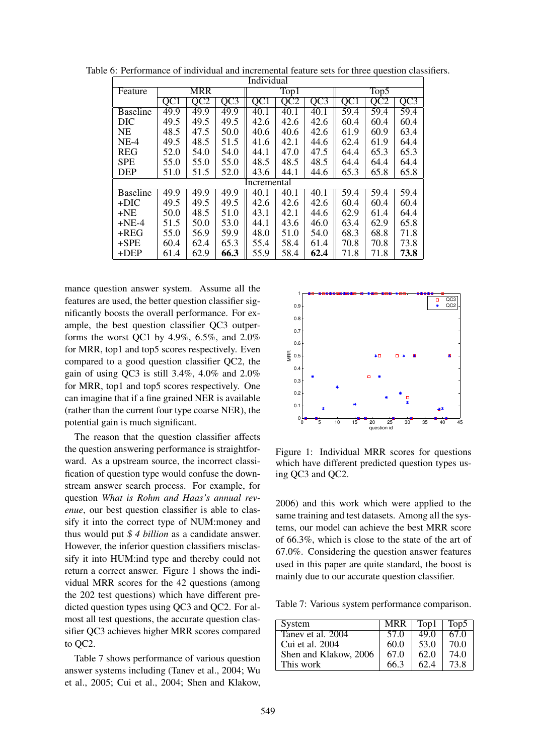Table 6: Performance of individual and incremental feature sets for three question classifiers.

| Feature | MRR | | | Top1 | | | Top5 | | |
|---|---|---|---|---|---|---|---|---|---|
| | QC1 | QC2 | QC3 | QC1 | QC2 | QC3 | QC1 | QC2 | QC3 |
| **Individual** | | | | | | | | | |
| Baseline | 49.9 | 49.9 | 49.9 | 40.1 | 40.1 | 40.1 | 59.4 | 59.4 | 59.4 |
| DIC | 49.5 | 49.5 | 49.5 | 42.6 | 42.6 | 42.6 | 60.4 | 60.4 | 60.4 |
| NE | 48.5 | 47.5 | 50.0 | 40.6 | 40.6 | 42.6 | 61.9 | 60.9 | 63.4 |
| NE-4 | 49.5 | 48.5 | 51.5 | 41.6 | 42.1 | 44.6 | 62.4 | 61.9 | 64.4 |
| REG | 52.0 | 54.0 | 54.0 | 44.1 | 47.0 | 47.5 | 64.4 | 65.3 | 65.3 |
| SPE | 55.0 | 55.0 | 55.0 | 48.5 | 48.5 | 48.5 | 64.4 | 64.4 | 64.4 |
| DEP | 51.0 | 51.5 | 52.0 | 43.6 | 44.1 | 44.6 | 65.3 | 65.8 | 65.8 |
| **Incremental** | | | | | | | | | |
| Baseline | 49.9 | 49.9 | 49.9 | 40.1 | 40.1 | 40.1 | 59.4 | 59.4 | 59.4 |
| +DIC | 49.5 | 49.5 | 49.5 | 42.6 | 42.6 | 42.6 | 60.4 | 60.4 | 60.4 |
| +NE | 50.0 | 48.5 | 51.0 | 43.1 | 42.1 | 44.6 | 62.9 | 61.4 | 64.4 |
| +NE-4 | 51.5 | 50.0 | 53.0 | 44.1 | 43.6 | 46.0 | 63.4 | 62.9 | 65.8 |
| +REG | 55.0 | 56.9 | 59.9 | 48.0 | 51.0 | 54.0 | 68.3 | 68.8 | 71.8 |
| +SPE | 60.4 | 62.4 | 65.3 | 55.4 | 58.4 | 61.4 | 70.8 | 70.8 | 73.8 |
| +DEP | 61.4 | 62.9 | **66.3** | 55.9 | 58.4 | **62.4** | 71.8 | 71.8 | **73.8** |

mance question answer system. Assume all the features are used, the better question classifier significantly boosts the overall performance. For example, the best question classifier QC3 outperforms the worst QC1 by 4.9%, 6.5%, and 2.0% for MRR, top1 and top5 scores respectively. Even compared to a good question classifier QC2, the gain of using QC3 is still 3.4%, 4.0% and 2.0% for MRR, top1 and top5 scores respectively. One can imagine that if a fine grained NER is available (rather than the current four type coarse NER), the potential gain is much significant.

The reason that the question classifier affects the question answering performance is straightforward. As a upstream source, the incorrect classification of question type would confuse the downstream answer search process. For example, for question *What is Rohm and Haas's annual revenue*, our best question classifier is able to classify it into the correct type of NUM:money and thus would put *$ 4 billion* as a candidate answer. However, the inferior question classifiers misclassify it into HUM:ind type and thereby could not return a correct answer. Figure 1 shows the individual MRR scores for the 42 questions (among the 202 test questions) which have different predicted question types using QC3 and QC2. For almost all test questions, the accurate question classifier QC3 achieves higher MRR scores compared to QC2.

Table 7 shows performance of various question answer systems including (Tanev et al., 2004; Wu et al., 2005; Cui et al., 2004; Shen and Klakow, 2006) and this work which were applied to the same training and test datasets. Among all the systems, our model can achieve the best MRR score of 66.3%, which is close to the state of the art of 67.0%. Considering the question answer features used in this paper are quite standard, the boost is mainly due to our accurate question classifier.

Figure 1: Individual MRR scores for questions which have different predicted question types using QC3 and QC2.

Table 7: Various system performance comparison.

| System | MRR | Top1 | Top5 |
|---|---|---|---|
| Tanev et al. 2004 | 57.0 | 49.0 | 67.0 |
| Cui et al. 2004 | 60.0 | 53.0 | 70.0 |
| Shen and Klakow, 2006 | 67.0 | 62.0 | 74.0 |
| This work | 66.3 | 62.4 | 73.8 |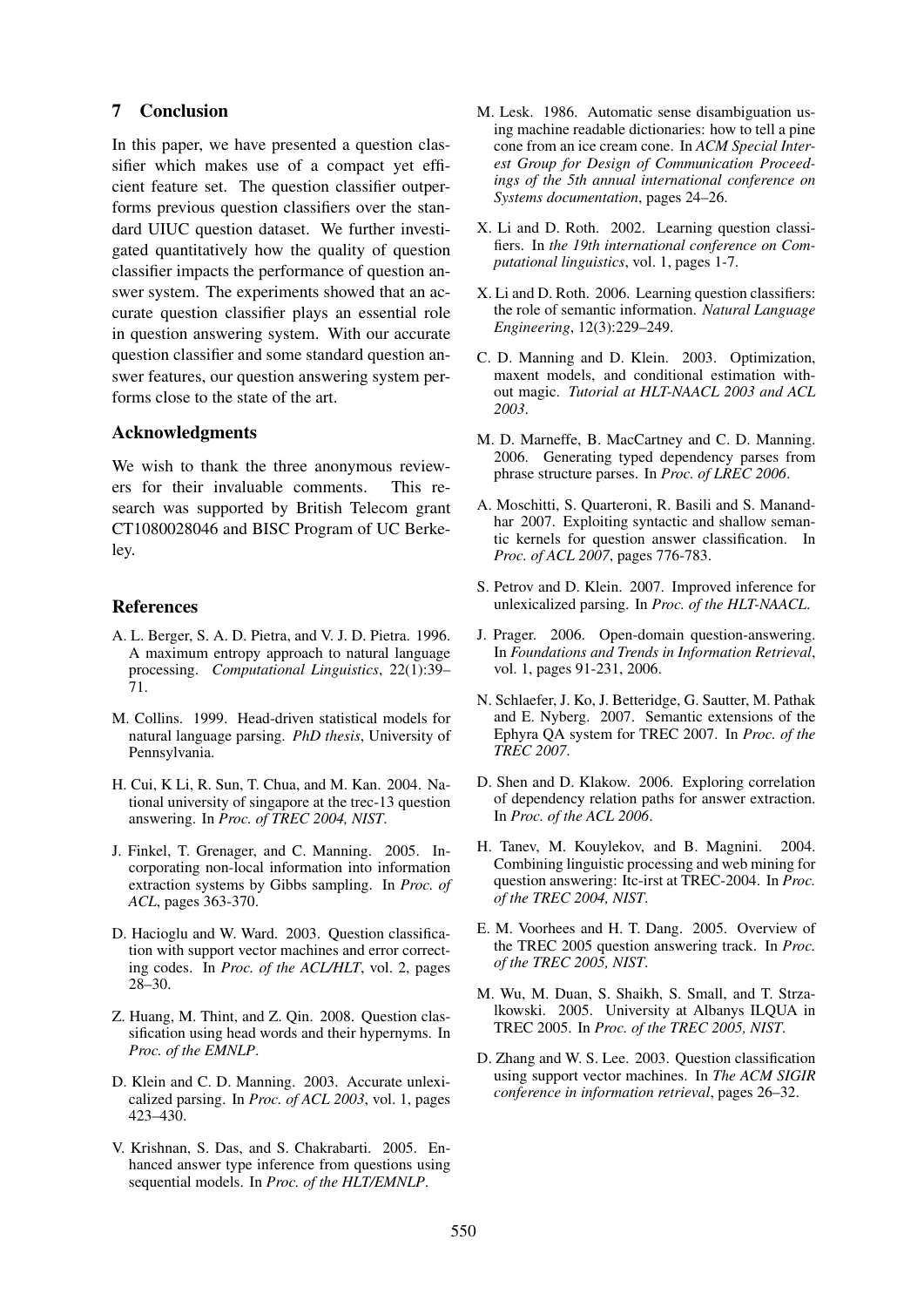## 7 Conclusion

In this paper, we have presented a question classifier which makes use of a compact yet efficient feature set. The question classifier outperforms previous question classifiers over the standard UIUC question dataset. We further investigated quantitatively how the quality of question classifier impacts the performance of question answer system. The experiments showed that an accurate question classifier plays an essential role in question answering system. With our accurate question classifier and some standard question answer features, our question answering system performs close to the state of the art.

## Acknowledgments

We wish to thank the three anonymous reviewers for their invaluable comments. This research was supported by British Telecom grant CT1080028046 and BISC Program of UC Berkeley.

## References

A. L. Berger, S. A. D. Pietra, and V. J. D. Pietra. 1996. A maximum entropy approach to natural language processing. *Computational Linguistics*, 22(1):39–71.

M. Collins. 1999. Head-driven statistical models for natural language parsing. *PhD thesis*, University of Pennsylvania.

H. Cui, K Li, R. Sun, T. Chua, and M. Kan. 2004. National university of singapore at the trec-13 question answering. In *Proc. of TREC 2004, NIST*.

J. Finkel, T. Grenager, and C. Manning. 2005. Incorporating non-local information into information extraction systems by Gibbs sampling. In *Proc. of ACL*, pages 363-370.

D. Hacioglu and W. Ward. 2003. Question classification with support vector machines and error correcting codes. In *Proc. of the ACL/HLT*, vol. 2, pages 28–30.

Z. Huang, M. Thint, and Z. Qin. 2008. Question classification using head words and their hypernyms. In *Proc. of the EMNLP*.

D. Klein and C. D. Manning. 2003. Accurate unlexicalized parsing. In *Proc. of ACL 2003*, vol. 1, pages 423–430.

V. Krishnan, S. Das, and S. Chakrabarti. 2005. Enhanced answer type inference from questions using sequential models. In *Proc. of the HLT/EMNLP*.

M. Lesk. 1986. Automatic sense disambiguation using machine readable dictionaries: how to tell a pine cone from an ice cream cone. In *ACM Special Interest Group for Design of Communication Proceedings of the 5th annual international conference on Systems documentation*, pages 24–26.

X. Li and D. Roth. 2002. Learning question classifiers. In *the 19th international conference on Computational linguistics*, vol. 1, pages 1-7.

X. Li and D. Roth. 2006. Learning question classifiers: the role of semantic information. *Natural Language Engineering*, 12(3):229–249.

C. D. Manning and D. Klein. 2003. Optimization, maxent models, and conditional estimation without magic. *Tutorial at HLT-NAACL 2003 and ACL 2003*.

M. D. Marneffe, B. MacCartney and C. D. Manning. 2006. Generating typed dependency parses from phrase structure parses. In *Proc. of LREC 2006*.

A. Moschitti, S. Quarteroni, R. Basili and S. Manandhar 2007. Exploiting syntactic and shallow semantic kernels for question answer classification. In *Proc. of ACL 2007*, pages 776-783.

S. Petrov and D. Klein. 2007. Improved inference for unlexicalized parsing. In *Proc. of the HLT-NAACL*.

J. Prager. 2006. Open-domain question-answering. In *Foundations and Trends in Information Retrieval*, vol. 1, pages 91-231, 2006.

N. Schlaefer, J. Ko, J. Betteridge, G. Sautter, M. Pathak and E. Nyberg. 2007. Semantic extensions of the Ephyra QA system for TREC 2007. In *Proc. of the TREC 2007*.

D. Shen and D. Klakow. 2006. Exploring correlation of dependency relation paths for answer extraction. In *Proc. of the ACL 2006*.

H. Tanev, M. Kouylekov, and B. Magnini. 2004. Combining linguistic processing and web mining for question answering: Itc-irst at TREC-2004. In *Proc. of the TREC 2004, NIST*.

E. M. Voorhees and H. T. Dang. 2005. Overview of the TREC 2005 question answering track. In *Proc. of the TREC 2005, NIST*.

M. Wu, M. Duan, S. Shaikh, S. Small, and T. Strzalkowski. 2005. University at Albanys ILQUA in TREC 2005. In *Proc. of the TREC 2005, NIST*.

D. Zhang and W. S. Lee. 2003. Question classification using support vector machines. In *The ACM SIGIR conference in information retrieval*, pages 26–32.